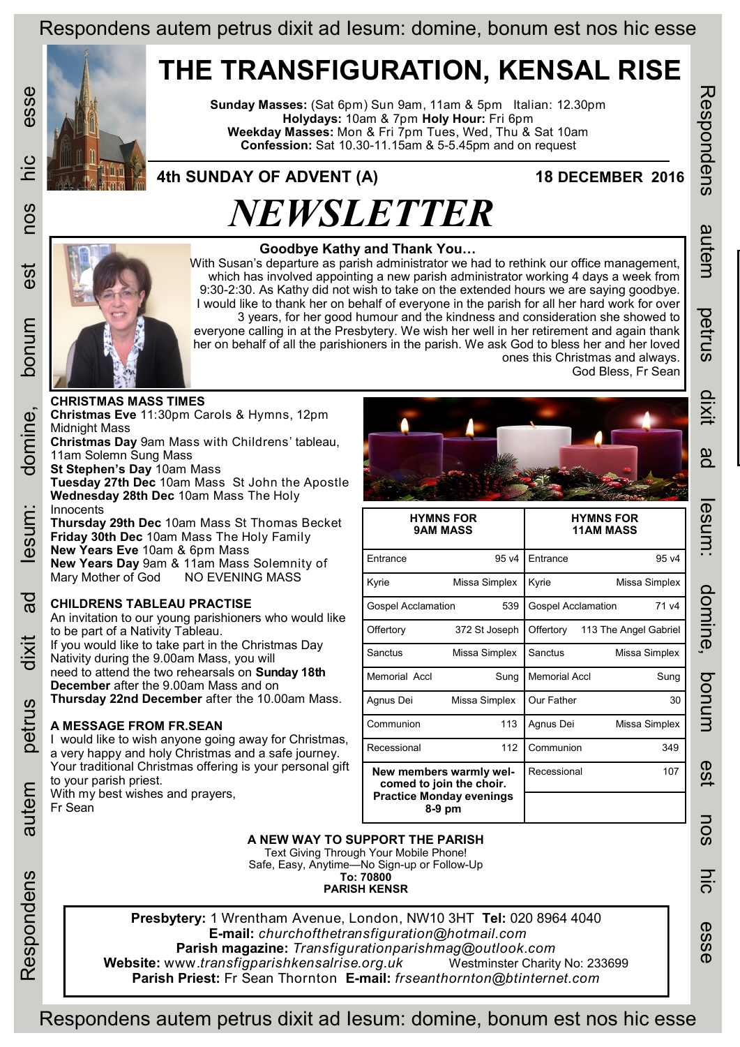# THE TRANSFIGURATION, KENSAL RISE

**Sunday Masses:** (Sat 6pm) Sun 9am, 11am & 5pm Italian: 12.30pm
**Holydays:** 10am & 7pm **Holy Hour:** Fri 6pm
**Weekday Masses:** Mon & Fri 7pm Tues, Wed, Thu & Sat 10am
**Confession:** Sat 10.30-11.15am & 5-5.45pm and on request

**4th SUNDAY OF ADVENT (A)** **18 DECEMBER 2016**

# *NEWSLETTER*

### Goodbye Kathy and Thank You…

With Susan's departure as parish administrator we had to rethink our office management, which has involved appointing a new parish administrator working 4 days a week from 9:30-2:30. As Kathy did not wish to take on the extended hours we are saying goodbye. I would like to thank her on behalf of everyone in the parish for all her hard work for over 3 years, for her good humour and the kindness and consideration she showed to everyone calling in at the Presbytery. We wish her well in her retirement and again thank her on behalf of all the parishioners in the parish. We ask God to bless her and her loved ones this Christmas and always.

God Bless, Fr Sean

### CHRISTMAS MASS TIMES

**Christmas Eve** 11:30pm Carols & Hymns, 12pm Midnight Mass
**Christmas Day** 9am Mass with Childrens' tableau, 11am Solemn Sung Mass
**St Stephen's Day** 10am Mass
**Tuesday 27th Dec** 10am Mass St John the Apostle
**Wednesday 28th Dec** 10am Mass The Holy Innocents
**Thursday 29th Dec** 10am Mass St Thomas Becket
**Friday 30th Dec** 10am Mass The Holy Family
**New Years Eve** 10am & 6pm Mass
**New Years Day** 9am & 11am Mass Solemnity of Mary Mother of God NO EVENING MASS

### CHILDRENS TABLEAU PRACTISE

An invitation to our young parishioners who would like to be part of a Nativity Tableau.
If you would like to take part in the Christmas Day Nativity during the 9.00am Mass, you will need to attend the two rehearsals on **Sunday 18th December** after the 9.00am Mass and on **Thursday 22nd December** after the 10.00am Mass.

### A MESSAGE FROM FR.SEAN

I would like to wish anyone going away for Christmas, a very happy and holy Christmas and a safe journey. Your traditional Christmas offering is your personal gift to your parish priest.
With my best wishes and prayers,
Fr Sean

| HYMNS FOR 9AM MASS | | HYMNS FOR 11AM MASS | |
|---|---|---|---|
| Entrance | 95 v4 | Entrance | 95 v4 |
| Kyrie | Missa Simplex | Kyrie | Missa Simplex |
| Gospel Acclamation | 539 | Gospel Acclamation | 71 v4 |
| Offertory | 372 St Joseph | Offertory | 113 The Angel Gabriel |
| Sanctus | Missa Simplex | Sanctus | Missa Simplex |
| Memorial Accl | Sung | Memorial Accl | Sung |
| Agnus Dei | Missa Simplex | Our Father | 30 |
| Communion | 113 | Agnus Dei | Missa Simplex |
| Recessional | 112 | Communion | 349 |
| **New members warmly welcomed to join the choir. Practice Monday evenings 8-9 pm** | | Recessional | 107 |

### A NEW WAY TO SUPPORT THE PARISH

Text Giving Through Your Mobile Phone!
Safe, Easy, Anytime—No Sign-up or Follow-Up
**To: 70800**
**PARISH KENSR**

**Presbytery:** 1 Wrentham Avenue, London, NW10 3HT **Tel:** 020 8964 4040
**E-mail:** *churchofthetransfiguration@hotmail.com*
**Parish magazine:** *Transfigurationparishmag@outlook.com*
**Website:** www.*transfigparishkensalrise.org.uk* Westminster Charity No: 233699
**Parish Priest:** Fr Sean Thornton **E-mail:** *frseanthornton@btinternet.com*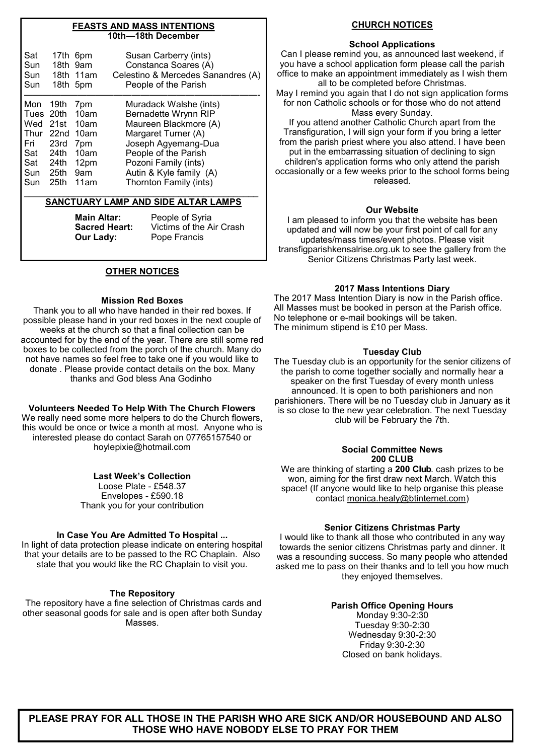## FEASTS AND MASS INTENTIONS
**10th—18th December**

| | | | |
|---|---|---|---|
| Sat | 17th | 6pm | Susan Carberry (ints) |
| Sun | 18th | 9am | Constanca Soares (A) |
| Sun | 18th | 11am | Celestino & Mercedes Sanandres (A) |
| Sun | 18th | 5pm | People of the Parish |
| Mon | 19th | 7pm | Muradack Walshe (ints) |
| Tues | 20th | 10am | Bernadette Wrynn RIP |
| Wed | 21st | 10am | Maureen Blackmore (A) |
| Thur | 22nd | 10am | Margaret Turner (A) |
| Fri | 23rd | 7pm | Joseph Agyemang-Dua |
| Sat | 24th | 10am | People of the Parish |
| Sat | 24th | 12pm | Pozoni Family (ints) |
| Sun | 25th | 9am | Autin & Kyle family (A) |
| Sun | 25th | 11am | Thornton Family (ints) |

## SANCTUARY LAMP AND SIDE ALTAR LAMPS

**Main Altar:** People of Syria
**Sacred Heart:** Victims of the Air Crash
**Our Lady:** Pope Francis

## OTHER NOTICES

### Mission Red Boxes

Thank you to all who have handed in their red boxes. If possible please hand in your red boxes in the next couple of weeks at the church so that a final collection can be accounted for by the end of the year. There are still some red boxes to be collected from the porch of the church. Many do not have names so feel free to take one if you would like to donate . Please provide contact details on the box. Many thanks and God bless Ana Godinho

### Volunteers Needed To Help With The Church Flowers

We really need some more helpers to do the Church flowers, this would be once or twice a month at most. Anyone who is interested please do contact Sarah on 07765157540 or hoylepixie@hotmail.com

### Last Week's Collection

Loose Plate - £548.37
Envelopes - £590.18
Thank you for your contribution

### In Case You Are Admitted To Hospital ...

In light of data protection please indicate on entering hospital that your details are to be passed to the RC Chaplain. Also state that you would like the RC Chaplain to visit you.

### The Repository

The repository have a fine selection of Christmas cards and other seasonal goods for sale and is open after both Sunday Masses.

## CHURCH NOTICES

### School Applications

Can I please remind you, as announced last weekend, if you have a school application form please call the parish office to make an appointment immediately as I wish them all to be completed before Christmas.
May I remind you again that I do not sign application forms for non Catholic schools or for those who do not attend Mass every Sunday.
If you attend another Catholic Church apart from the Transfiguration, I will sign your form if you bring a letter from the parish priest where you also attend. I have been put in the embarrassing situation of declining to sign children's application forms who only attend the parish occasionally or a few weeks prior to the school forms being released.

### Our Website

I am pleased to inform you that the website has been updated and will now be your first point of call for any updates/mass times/event photos. Please visit transfigparishkensalrise.org.uk to see the gallery from the Senior Citizens Christmas Party last week.

### 2017 Mass Intentions Diary

The 2017 Mass Intention Diary is now in the Parish office. All Masses must be booked in person at the Parish office. No telephone or e-mail bookings will be taken.
The minimum stipend is £10 per Mass.

### Tuesday Club

The Tuesday club is an opportunity for the senior citizens of the parish to come together socially and normally hear a speaker on the first Tuesday of every month unless announced. It is open to both parishioners and non parishioners. There will be no Tuesday club in January as it is so close to the new year celebration. The next Tuesday club will be February the 7th.

### Social Committee News
**200 CLUB**

We are thinking of starting a **200 Club**. cash prizes to be won, aiming for the first draw next March. Watch this space! (If anyone would like to help organise this please contact monica.healy@btinternet.com)

### Senior Citizens Christmas Party

I would like to thank all those who contributed in any way towards the senior citizens Christmas party and dinner. It was a resounding success. So many people who attended asked me to pass on their thanks and to tell you how much they enjoyed themselves.

### Parish Office Opening Hours

Monday 9:30-2:30
Tuesday 9:30-2:30
Wednesday 9:30-2:30
Friday 9:30-2:30
Closed on bank holidays.

**PLEASE PRAY FOR ALL THOSE IN THE PARISH WHO ARE SICK AND/OR HOUSEBOUND AND ALSO THOSE WHO HAVE NOBODY ELSE TO PRAY FOR THEM**